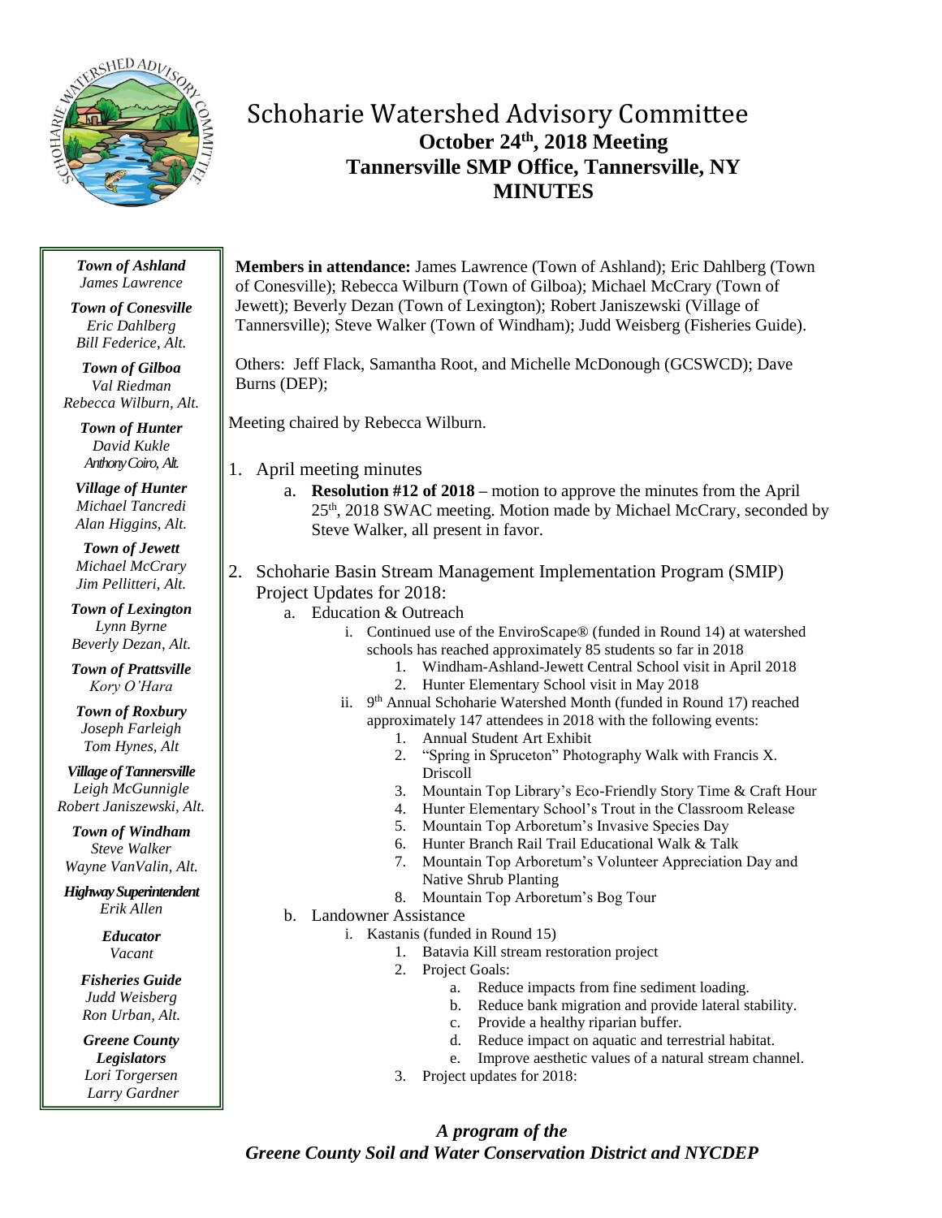# Schoharie Watershed Advisory Committee

**October 24th, 2018 Meeting**
**Tannersville SMP Office, Tannersville, NY**
**MINUTES**

***Town of Ashland***
*James Lawrence*

***Town of Conesville***
*Eric Dahlberg*
*Bill Federice, Alt.*

***Town of Gilboa***
*Val Riedman*
*Rebecca Wilburn, Alt.*

***Town of Hunter***
*David Kukle*
*Anthony Coiro, Alt.*

***Village of Hunter***
*Michael Tancredi*
*Alan Higgins, Alt.*

***Town of Jewett***
*Michael McCrary*
*Jim Pellitteri, Alt.*

***Town of Lexington***
*Lynn Byrne*
*Beverly Dezan, Alt.*

***Town of Prattsville***
*Kory O'Hara*

***Town of Roxbury***
*Joseph Farleigh*
*Tom Hynes, Alt*

***Village of Tannersville***
*Leigh McGunnigle*
*Robert Janiszewski, Alt.*

***Town of Windham***
*Steve Walker*
*Wayne VanValin, Alt.*

***Highway Superintendent***
*Erik Allen*

***Educator***
*Vacant*

***Fisheries Guide***
*Judd Weisberg*
*Ron Urban, Alt.*

***Greene County Legislators***
*Lori Torgersen*
*Larry Gardner*

**Members in attendance:** James Lawrence (Town of Ashland); Eric Dahlberg (Town of Conesville); Rebecca Wilburn (Town of Gilboa); Michael McCrary (Town of Jewett); Beverly Dezan (Town of Lexington); Robert Janiszewski (Village of Tannersville); Steve Walker (Town of Windham); Judd Weisberg (Fisheries Guide).

Others: Jeff Flack, Samantha Root, and Michelle McDonough (GCSWCD); Dave Burns (DEP);

Meeting chaired by Rebecca Wilburn.

1. April meeting minutes
    a. **Resolution #12 of 2018 –** motion to approve the minutes from the April 25th, 2018 SWAC meeting. Motion made by Michael McCrary, seconded by Steve Walker, all present in favor.

2. Schoharie Basin Stream Management Implementation Program (SMIP) Project Updates for 2018:
    a. Education & Outreach
        i. Continued use of the EnviroScape® (funded in Round 14) at watershed schools has reached approximately 85 students so far in 2018
            1. Windham-Ashland-Jewett Central School visit in April 2018
            2. Hunter Elementary School visit in May 2018
        ii. 9th Annual Schoharie Watershed Month (funded in Round 17) reached approximately 147 attendees in 2018 with the following events:
            1. Annual Student Art Exhibit
            2. "Spring in Spruceton" Photography Walk with Francis X. Driscoll
            3. Mountain Top Library's Eco-Friendly Story Time & Craft Hour
            4. Hunter Elementary School's Trout in the Classroom Release
            5. Mountain Top Arboretum's Invasive Species Day
            6. Hunter Branch Rail Trail Educational Walk & Talk
            7. Mountain Top Arboretum's Volunteer Appreciation Day and Native Shrub Planting
            8. Mountain Top Arboretum's Bog Tour
    b. Landowner Assistance
        i. Kastanis (funded in Round 15)
            1. Batavia Kill stream restoration project
            2. Project Goals:
                a. Reduce impacts from fine sediment loading.
                b. Reduce bank migration and provide lateral stability.
                c. Provide a healthy riparian buffer.
                d. Reduce impact on aquatic and terrestrial habitat.
                e. Improve aesthetic values of a natural stream channel.
            3. Project updates for 2018:

***A program of the Greene County Soil and Water Conservation District and NYCDEP***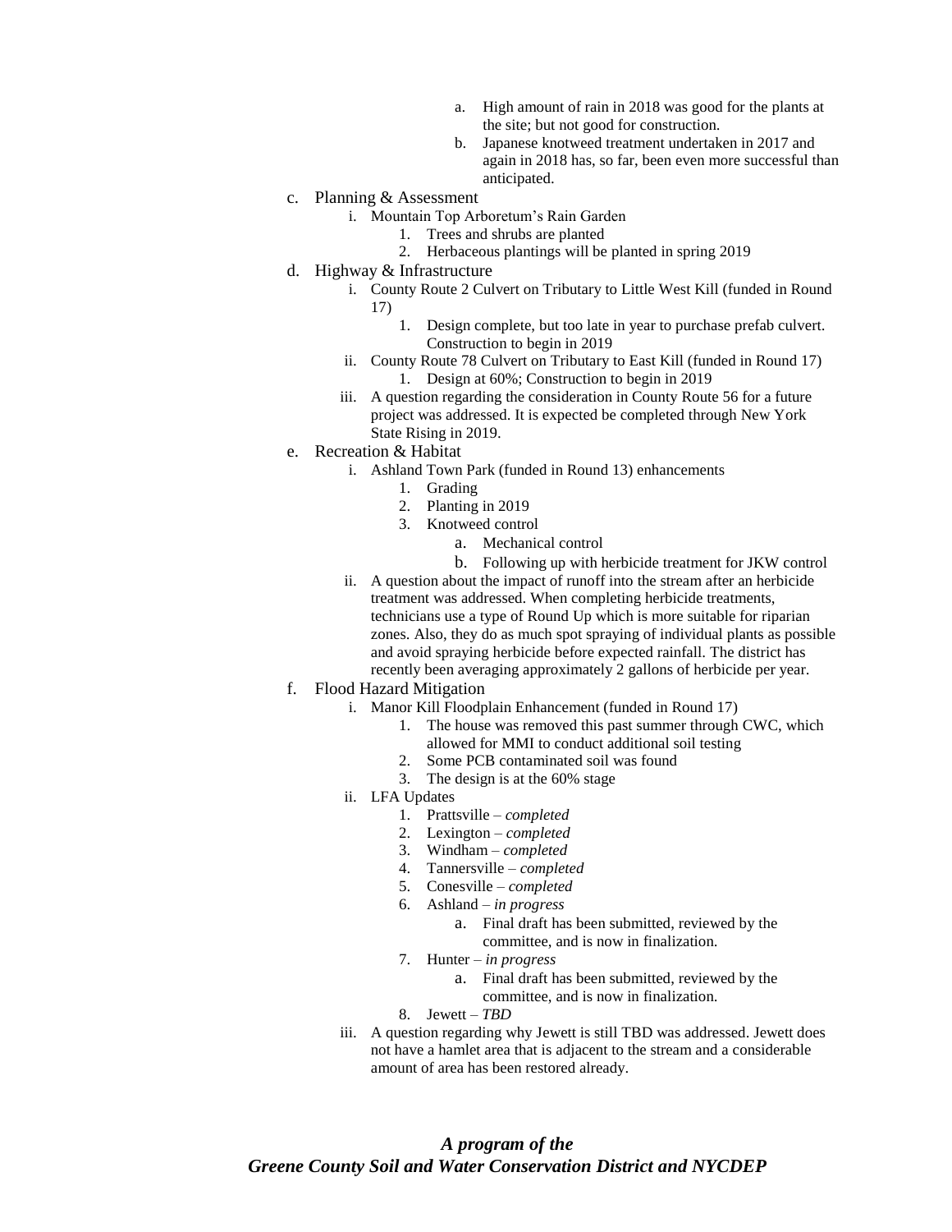a. High amount of rain in 2018 was good for the plants at the site; but not good for construction.
   b. Japanese knotweed treatment undertaken in 2017 and again in 2018 has, so far, been even more successful than anticipated.

c. Planning & Assessment
   i. Mountain Top Arboretum's Rain Garden
      1. Trees and shrubs are planted
      2. Herbaceous plantings will be planted in spring 2019

d. Highway & Infrastructure
   i. County Route 2 Culvert on Tributary to Little West Kill (funded in Round 17)
      1. Design complete, but too late in year to purchase prefab culvert. Construction to begin in 2019
   ii. County Route 78 Culvert on Tributary to East Kill (funded in Round 17)
      1. Design at 60%; Construction to begin in 2019
   iii. A question regarding the consideration in County Route 56 for a future project was addressed. It is expected be completed through New York State Rising in 2019.

e. Recreation & Habitat
   i. Ashland Town Park (funded in Round 13) enhancements
      1. Grading
      2. Planting in 2019
      3. Knotweed control
         a. Mechanical control
         b. Following up with herbicide treatment for JKW control
   ii. A question about the impact of runoff into the stream after an herbicide treatment was addressed. When completing herbicide treatments, technicians use a type of Round Up which is more suitable for riparian zones. Also, they do as much spot spraying of individual plants as possible and avoid spraying herbicide before expected rainfall. The district has recently been averaging approximately 2 gallons of herbicide per year.

f. Flood Hazard Mitigation
   i. Manor Kill Floodplain Enhancement (funded in Round 17)
      1. The house was removed this past summer through CWC, which allowed for MMI to conduct additional soil testing
      2. Some PCB contaminated soil was found
      3. The design is at the 60% stage
   ii. LFA Updates
      1. Prattsville – *completed*
      2. Lexington – *completed*
      3. Windham – *completed*
      4. Tannersville – *completed*
      5. Conesville – *completed*
      6. Ashland – *in progress*
         a. Final draft has been submitted, reviewed by the committee, and is now in finalization.
      7. Hunter – *in progress*
         a. Final draft has been submitted, reviewed by the committee, and is now in finalization.
      8. Jewett – *TBD*
   iii. A question regarding why Jewett is still TBD was addressed. Jewett does not have a hamlet area that is adjacent to the stream and a considerable amount of area has been restored already.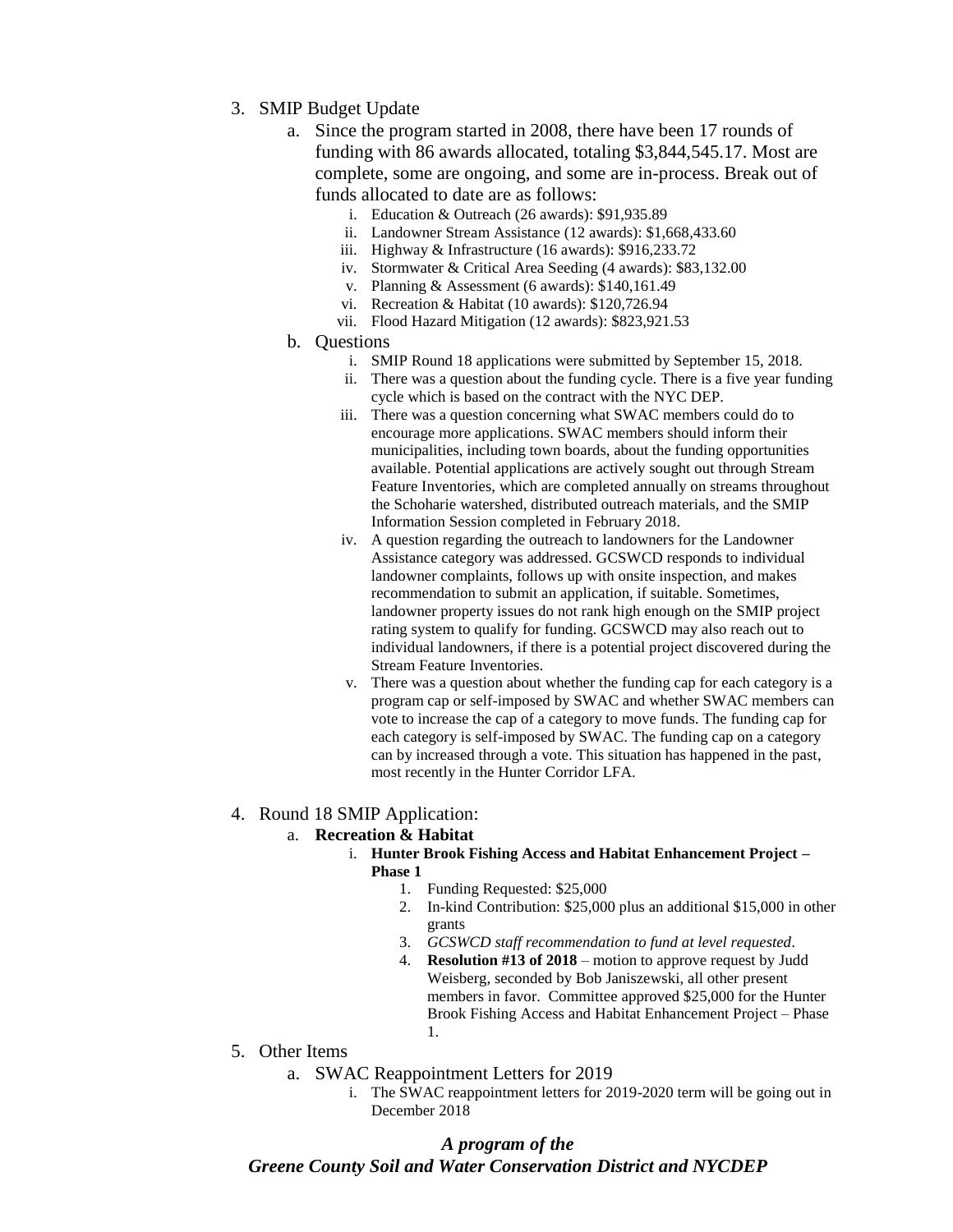3. SMIP Budget Update
    a. Since the program started in 2008, there have been 17 rounds of funding with 86 awards allocated, totaling $3,844,545.17. Most are complete, some are ongoing, and some are in-process. Break out of funds allocated to date are as follows:
        i. Education & Outreach (26 awards): $91,935.89
        ii. Landowner Stream Assistance (12 awards): $1,668,433.60
        iii. Highway & Infrastructure (16 awards): $916,233.72
        iv. Stormwater & Critical Area Seeding (4 awards): $83,132.00
        v. Planning & Assessment (6 awards): $140,161.49
        vi. Recreation & Habitat (10 awards): $120,726.94
        vii. Flood Hazard Mitigation (12 awards): $823,921.53
    b. Questions
        i. SMIP Round 18 applications were submitted by September 15, 2018.
        ii. There was a question about the funding cycle. There is a five year funding cycle which is based on the contract with the NYC DEP.
        iii. There was a question concerning what SWAC members could do to encourage more applications. SWAC members should inform their municipalities, including town boards, about the funding opportunities available. Potential applications are actively sought out through Stream Feature Inventories, which are completed annually on streams throughout the Schoharie watershed, distributed outreach materials, and the SMIP Information Session completed in February 2018.
        iv. A question regarding the outreach to landowners for the Landowner Assistance category was addressed. GCSWCD responds to individual landowner complaints, follows up with onsite inspection, and makes recommendation to submit an application, if suitable. Sometimes, landowner property issues do not rank high enough on the SMIP project rating system to qualify for funding. GCSWCD may also reach out to individual landowners, if there is a potential project discovered during the Stream Feature Inventories.
        v. There was a question about whether the funding cap for each category is a program cap or self-imposed by SWAC and whether SWAC members can vote to increase the cap of a category to move funds. The funding cap for each category is self-imposed by SWAC. The funding cap on a category can by increased through a vote. This situation has happened in the past, most recently in the Hunter Corridor LFA.

4. Round 18 SMIP Application:
    a. **Recreation & Habitat**
        i. **Hunter Brook Fishing Access and Habitat Enhancement Project – Phase 1**
            1. Funding Requested: $25,000
            2. In-kind Contribution: $25,000 plus an additional $15,000 in other grants
            3. *GCSWCD staff recommendation to fund at level requested*.
            4. **Resolution #13 of 2018** – motion to approve request by Judd Weisberg, seconded by Bob Janiszewski, all other present members in favor. Committee approved $25,000 for the Hunter Brook Fishing Access and Habitat Enhancement Project – Phase 1.

5. Other Items
    a. SWAC Reappointment Letters for 2019
        i. The SWAC reappointment letters for 2019-2020 term will be going out in December 2018

***A program of the***
***Greene County Soil and Water Conservation District and NYCDEP***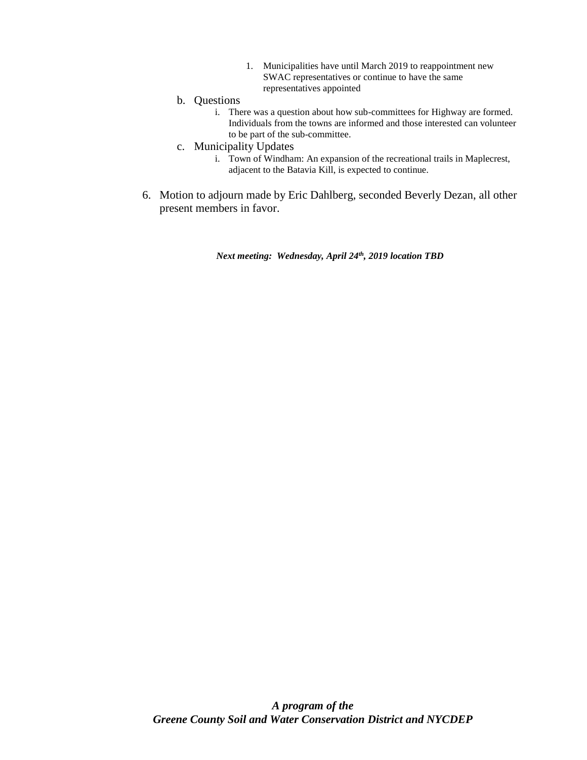1. Municipalities have until March 2019 to reappointment new SWAC representatives or continue to have the same representatives appointed

b. Questions

   i. There was a question about how sub-committees for Highway are formed. Individuals from the towns are informed and those interested can volunteer to be part of the sub-committee.

c. Municipality Updates

   i. Town of Windham: An expansion of the recreational trails in Maplecrest, adjacent to the Batavia Kill, is expected to continue.

6. Motion to adjourn made by Eric Dahlberg, seconded Beverly Dezan, all other present members in favor.

***Next meeting: Wednesday, April 24th, 2019 location TBD***

***A program of the***
***Greene County Soil and Water Conservation District and NYCDEP***